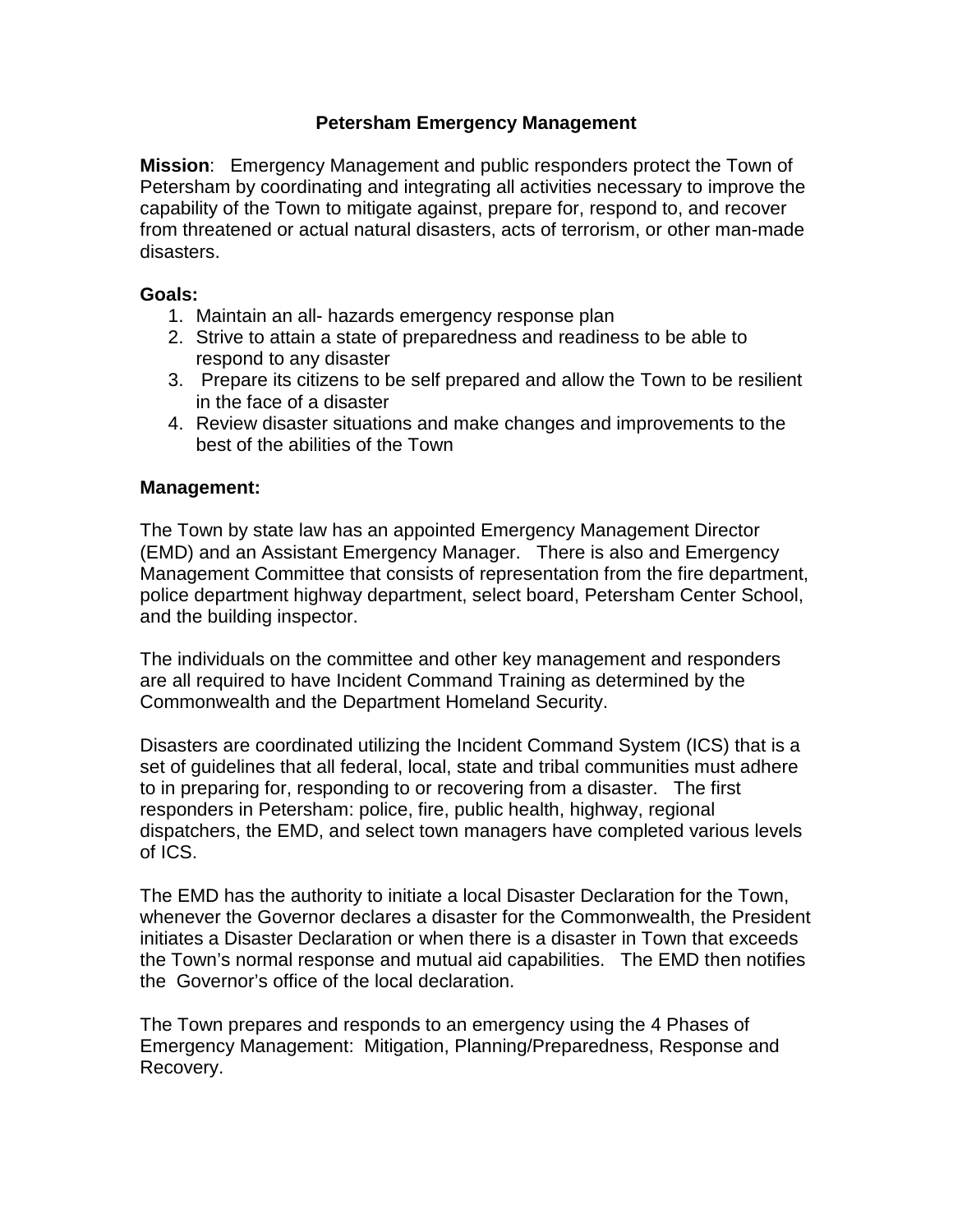# Petersham Emergency Management

**Mission**: Emergency Management and public responders protect the Town of Petersham by coordinating and integrating all activities necessary to improve the capability of the Town to mitigate against, prepare for, respond to, and recover from threatened or actual natural disasters, acts of terrorism, or other man-made disasters.

**Goals:**

1. Maintain an all- hazards emergency response plan
2. Strive to attain a state of preparedness and readiness to be able to respond to any disaster
3. Prepare its citizens to be self prepared and allow the Town to be resilient in the face of a disaster
4. Review disaster situations and make changes and improvements to the best of the abilities of the Town

**Management:**

The Town by state law has an appointed Emergency Management Director (EMD) and an Assistant Emergency Manager. There is also and Emergency Management Committee that consists of representation from the fire department, police department highway department, select board, Petersham Center School, and the building inspector.

The individuals on the committee and other key management and responders are all required to have Incident Command Training as determined by the Commonwealth and the Department Homeland Security.

Disasters are coordinated utilizing the Incident Command System (ICS) that is a set of guidelines that all federal, local, state and tribal communities must adhere to in preparing for, responding to or recovering from a disaster. The first responders in Petersham: police, fire, public health, highway, regional dispatchers, the EMD, and select town managers have completed various levels of ICS.

The EMD has the authority to initiate a local Disaster Declaration for the Town, whenever the Governor declares a disaster for the Commonwealth, the President initiates a Disaster Declaration or when there is a disaster in Town that exceeds the Town's normal response and mutual aid capabilities. The EMD then notifies the Governor's office of the local declaration.

The Town prepares and responds to an emergency using the 4 Phases of Emergency Management: Mitigation, Planning/Preparedness, Response and Recovery.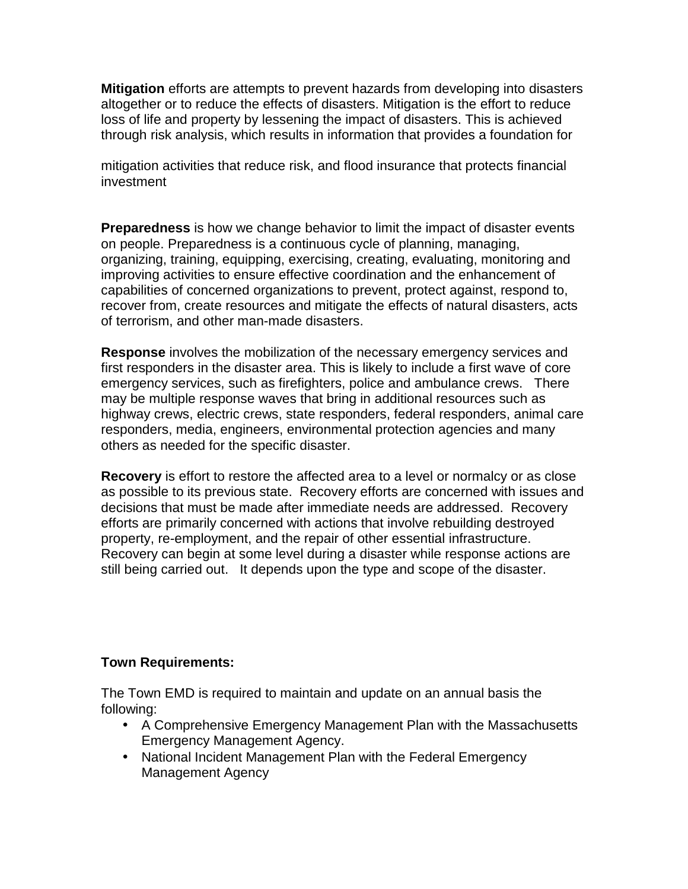**Mitigation** efforts are attempts to prevent hazards from developing into disasters altogether or to reduce the effects of disasters. Mitigation is the effort to reduce loss of life and property by lessening the impact of disasters. This is achieved through risk analysis, which results in information that provides a foundation for

mitigation activities that reduce risk, and flood insurance that protects financial investment

**Preparedness** is how we change behavior to limit the impact of disaster events on people. Preparedness is a continuous cycle of planning, managing, organizing, training, equipping, exercising, creating, evaluating, monitoring and improving activities to ensure effective coordination and the enhancement of capabilities of concerned organizations to prevent, protect against, respond to, recover from, create resources and mitigate the effects of natural disasters, acts of terrorism, and other man-made disasters.

**Response** involves the mobilization of the necessary emergency services and first responders in the disaster area. This is likely to include a first wave of core emergency services, such as firefighters, police and ambulance crews. There may be multiple response waves that bring in additional resources such as highway crews, electric crews, state responders, federal responders, animal care responders, media, engineers, environmental protection agencies and many others as needed for the specific disaster.

**Recovery** is effort to restore the affected area to a level or normalcy or as close as possible to its previous state. Recovery efforts are concerned with issues and decisions that must be made after immediate needs are addressed. Recovery efforts are primarily concerned with actions that involve rebuilding destroyed property, re-employment, and the repair of other essential infrastructure. Recovery can begin at some level during a disaster while response actions are still being carried out. It depends upon the type and scope of the disaster.

**Town Requirements:**

The Town EMD is required to maintain and update on an annual basis the following:

- A Comprehensive Emergency Management Plan with the Massachusetts Emergency Management Agency.
- National Incident Management Plan with the Federal Emergency Management Agency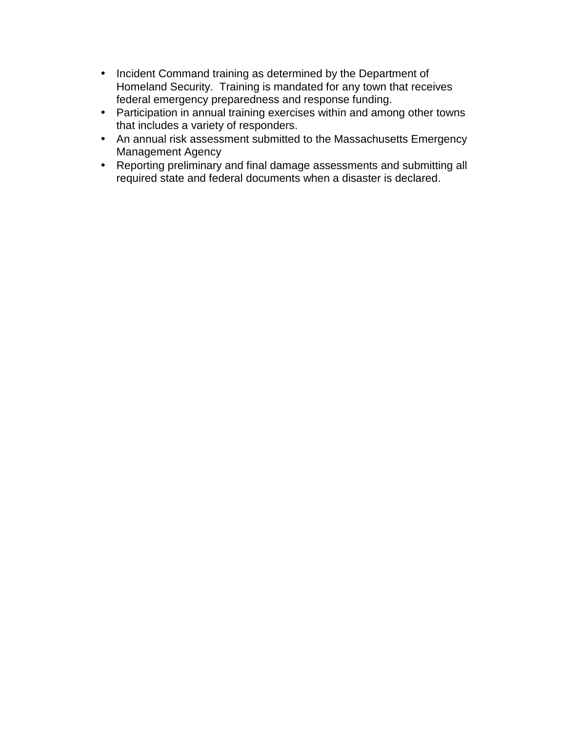- Incident Command training as determined by the Department of Homeland Security.  Training is mandated for any town that receives federal emergency preparedness and response funding.
- Participation in annual training exercises within and among other towns that includes a variety of responders.
- An annual risk assessment submitted to the Massachusetts Emergency Management Agency
- Reporting preliminary and final damage assessments and submitting all required state and federal documents when a disaster is declared.